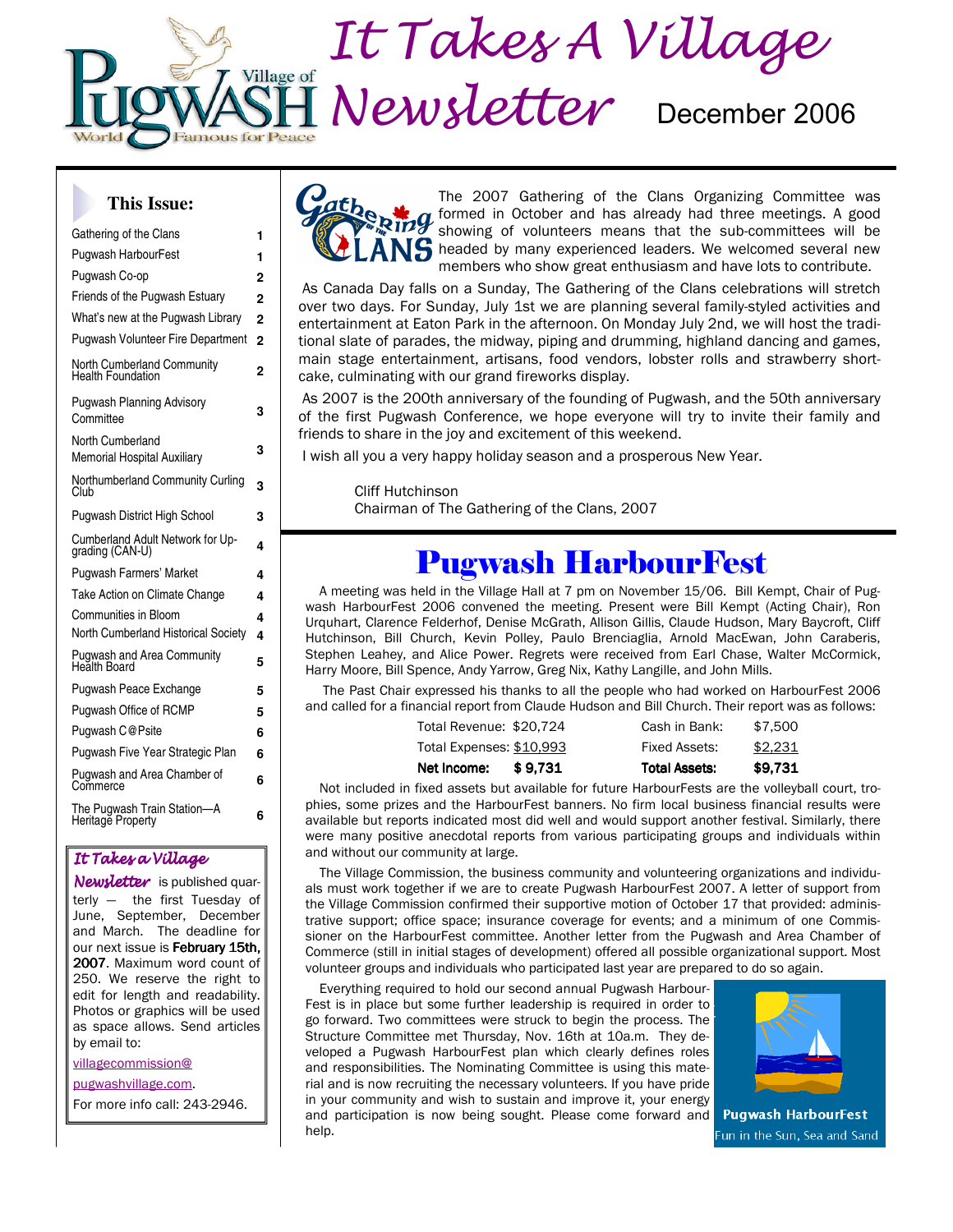# It Takes A Village Newsletter

December 2006

### This Issue:

| | |
|---|---|
| Gathering of the Clans | 1 |
| Pugwash HarbourFest | 1 |
| Pugwash Co-op | 2 |
| Friends of the Pugwash Estuary | 2 |
| What's new at the Pugwash Library | 2 |
| Pugwash Volunteer Fire Department | 2 |
| North Cumberland Community Health Foundation | 2 |
| Pugwash Planning Advisory Committee | 3 |
| North Cumberland Memorial Hospital Auxiliary | 3 |
| Northumberland Community Curling Club | 3 |
| Pugwash District High School | 3 |
| Cumberland Adult Network for Upgrading (CAN-U) | 4 |
| Pugwash Farmers' Market | 4 |
| Take Action on Climate Change | 4 |
| Communities in Bloom | 4 |
| North Cumberland Historical Society | 4 |
| Pugwash and Area Community Health Board | 5 |
| Pugwash Peace Exchange | 5 |
| Pugwash Office of RCMP | 5 |
| Pugwash C@Psite | 6 |
| Pugwash Five Year Strategic Plan | 6 |
| Pugwash and Area Chamber of Commerce | 6 |
| The Pugwash Train Station—A Heritage Property | 6 |

*It Takes a Village Newsletter* is published quarterly — the first Tuesday of June, September, December and March. The deadline for our next issue is **February 15th, 2007**. Maximum word count of 250. We reserve the right to edit for length and readability. Photos or graphics will be used as space allows. Send articles by email to: villagecommission@pugwashvillage.com. For more info call: 243-2946.

## Gathering of the Clans

The 2007 Gathering of the Clans Organizing Committee was formed in October and has already had three meetings. A good showing of volunteers means that the sub-committees will be headed by many experienced leaders. We welcomed several new members who show great enthusiasm and have lots to contribute.

As Canada Day falls on a Sunday, The Gathering of the Clans celebrations will stretch over two days. For Sunday, July 1st we are planning several family-styled activities and entertainment at Eaton Park in the afternoon. On Monday July 2nd, we will host the traditional slate of parades, the midway, piping and drumming, highland dancing and games, main stage entertainment, artisans, food vendors, lobster rolls and strawberry shortcake, culminating with our grand fireworks display.

As 2007 is the 200th anniversary of the founding of Pugwash, and the 50th anniversary of the first Pugwash Conference, we hope everyone will try to invite their family and friends to share in the joy and excitement of this weekend.

I wish all you a very happy holiday season and a prosperous New Year.

Cliff Hutchinson
Chairman of The Gathering of the Clans, 2007

## Pugwash HarbourFest

A meeting was held in the Village Hall at 7 pm on November 15/06. Bill Kempt, Chair of Pugwash HarbourFest 2006 convened the meeting. Present were Bill Kempt (Acting Chair), Ron Urquhart, Clarence Felderhof, Denise McGrath, Allison Gillis, Claude Hudson, Mary Baycroft, Cliff Hutchinson, Bill Church, Kevin Polley, Paulo Brenciaglia, Arnold MacEwan, John Caraberis, Stephen Leahey, and Alice Power. Regrets were received from Earl Chase, Walter McCormick, Harry Moore, Bill Spence, Andy Yarrow, Greg Nix, Kathy Langille, and John Mills.

The Past Chair expressed his thanks to all the people who had worked on HarbourFest 2006 and called for a financial report from Claude Hudson and Bill Church. Their report was as follows:

| | | | |
|---|---|---|---|
| Total Revenue: | $20,724 | Cash in Bank: | $7,500 |
| Total Expenses: | $10,993 | Fixed Assets: | $2,231 |
| **Net Income:** | **$ 9,731** | **Total Assets:** | **$9,731** |

Not included in fixed assets but available for future HarbourFests are the volleyball court, trophies, some prizes and the HarbourFest banners. No firm local business financial results were available but reports indicated most did well and would support another festival. Similarly, there were many positive anecdotal reports from various participating groups and individuals within and without our community at large.

The Village Commission, the business community and volunteering organizations and individuals must work together if we are to create Pugwash HarbourFest 2007. A letter of support from the Village Commission confirmed their supportive motion of October 17 that provided: administrative support; office space; insurance coverage for events; and a minimum of one Commissioner on the HarbourFest committee. Another letter from the Pugwash and Area Chamber of Commerce (still in initial stages of development) offered all possible organizational support. Most volunteer groups and individuals who participated last year are prepared to do so again.

Everything required to hold our second annual Pugwash HarbourFest is in place but some further leadership is required in order to go forward. Two committees were struck to begin the process. The Structure Committee met Thursday, Nov. 16th at 10a.m. They developed a Pugwash HarbourFest plan which clearly defines roles and responsibilities. The Nominating Committee is using this material and is now recruiting the necessary volunteers. If you have pride in your community and wish to sustain and improve it, your energy and participation is now being sought. Please come forward and help.

Pugwash HarbourFest
Fun in the Sun, Sea and Sand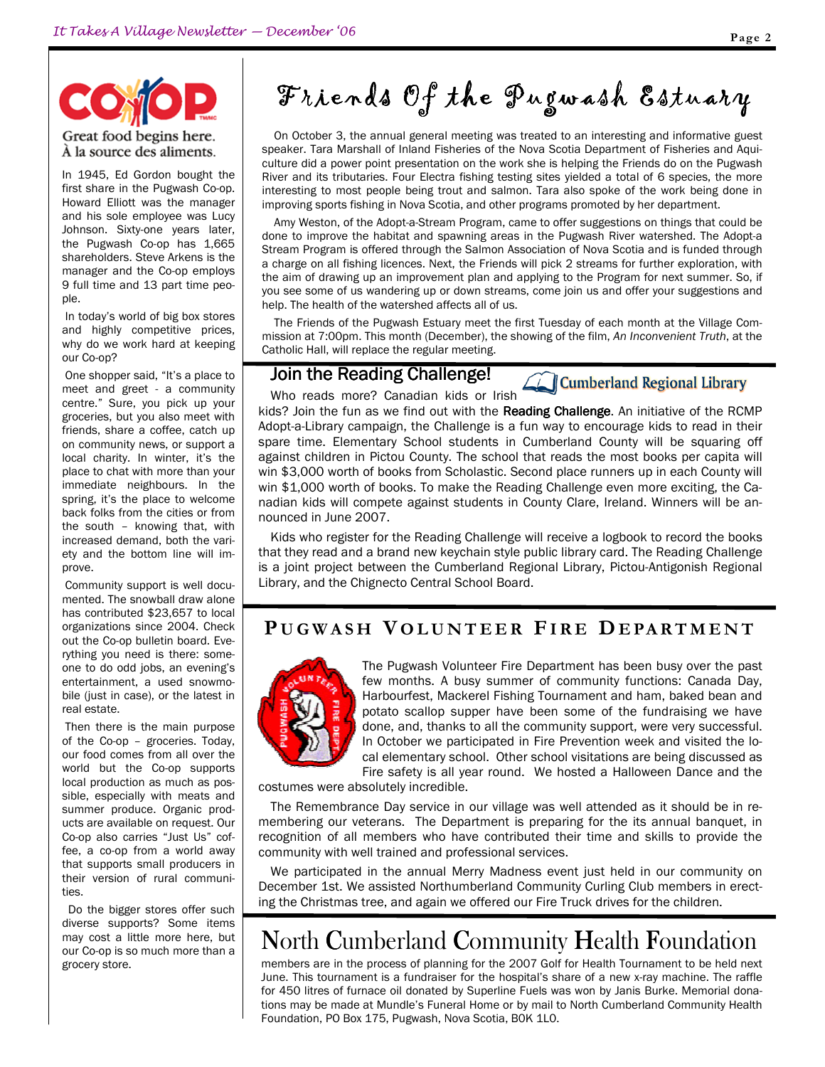Great food begins here.
À la source des aliments.

In 1945, Ed Gordon bought the first share in the Pugwash Co-op. Howard Elliott was the manager and his sole employee was Lucy Johnson. Sixty-one years later, the Pugwash Co-op has 1,665 shareholders. Steve Arkens is the manager and the Co-op employs 9 full time and 13 part time people.

In today's world of big box stores and highly competitive prices, why do we work hard at keeping our Co-op?

One shopper said, "It's a place to meet and greet - a community centre." Sure, you pick up your groceries, but you also meet with friends, share a coffee, catch up on community news, or support a local charity. In winter, it's the place to chat with more than your immediate neighbours. In the spring, it's the place to welcome back folks from the cities or from the south – knowing that, with increased demand, both the variety and the bottom line will improve.

Community support is well documented. The snowball draw alone has contributed $23,657 to local organizations since 2004. Check out the Co-op bulletin board. Everything you need is there: someone to do odd jobs, an evening's entertainment, a used snowmobile (just in case), or the latest in real estate.

Then there is the main purpose of the Co-op – groceries. Today, our food comes from all over the world but the Co-op supports local production as much as possible, especially with meats and summer produce. Organic products are available on request. Our Co-op also carries "Just Us" coffee, a co-op from a world away that supports small producers in their version of rural communities.

Do the bigger stores offer such diverse supports? Some items may cost a little more here, but our Co-op is so much more than a grocery store.

# Friends Of the Pugwash Estuary

On October 3, the annual general meeting was treated to an interesting and informative guest speaker. Tara Marshall of Inland Fisheries of the Nova Scotia Department of Fisheries and Aquiculture did a power point presentation on the work she is helping the Friends do on the Pugwash River and its tributaries. Four Electra fishing testing sites yielded a total of 6 species, the more interesting to most people being trout and salmon. Tara also spoke of the work being done in improving sports fishing in Nova Scotia, and other programs promoted by her department.

Amy Weston, of the Adopt-a-Stream Program, came to offer suggestions on things that could be done to improve the habitat and spawning areas in the Pugwash River watershed. The Adopt-a Stream Program is offered through the Salmon Association of Nova Scotia and is funded through a charge on all fishing licences. Next, the Friends will pick 2 streams for further exploration, with the aim of drawing up an improvement plan and applying to the Program for next summer. So, if you see some of us wandering up or down streams, come join us and offer your suggestions and help. The health of the watershed affects all of us.

The Friends of the Pugwash Estuary meet the first Tuesday of each month at the Village Commission at 7:00pm. This month (December), the showing of the film, *An Inconvenient Truth*, at the Catholic Hall, will replace the regular meeting.

## Join the Reading Challenge!

Cumberland Regional Library

Who reads more? Canadian kids or Irish kids? Join the fun as we find out with the **Reading Challenge**. An initiative of the RCMP Adopt-a-Library campaign, the Challenge is a fun way to encourage kids to read in their spare time. Elementary School students in Cumberland County will be squaring off against children in Pictou County. The school that reads the most books per capita will win $3,000 worth of books from Scholastic. Second place runners up in each County will win $1,000 worth of books. To make the Reading Challenge even more exciting, the Canadian kids will compete against students in County Clare, Ireland. Winners will be announced in June 2007.

Kids who register for the Reading Challenge will receive a logbook to record the books that they read and a brand new keychain style public library card. The Reading Challenge is a joint project between the Cumberland Regional Library, Pictou-Antigonish Regional Library, and the Chignecto Central School Board.

## Pugwash Volunteer Fire Department

The Pugwash Volunteer Fire Department has been busy over the past few months. A busy summer of community functions: Canada Day, Harbourfest, Mackerel Fishing Tournament and ham, baked bean and potato scallop supper have been some of the fundraising we have done, and, thanks to all the community support, were very successful. In October we participated in Fire Prevention week and visited the local elementary school. Other school visitations are being discussed as Fire safety is all year round. We hosted a Halloween Dance and the costumes were absolutely incredible.

The Remembrance Day service in our village was well attended as it should be in remembering our veterans. The Department is preparing for the its annual banquet, in recognition of all members who have contributed their time and skills to provide the community with well trained and professional services.

We participated in the annual Merry Madness event just held in our community on December 1st. We assisted Northumberland Community Curling Club members in erecting the Christmas tree, and again we offered our Fire Truck drives for the children.

## North Cumberland Community Health Foundation

members are in the process of planning for the 2007 Golf for Health Tournament to be held next June. This tournament is a fundraiser for the hospital's share of a new x-ray machine. The raffle for 450 litres of furnace oil donated by Superline Fuels was won by Janis Burke. Memorial donations may be made at Mundle's Funeral Home or by mail to North Cumberland Community Health Foundation, PO Box 175, Pugwash, Nova Scotia, B0K 1L0.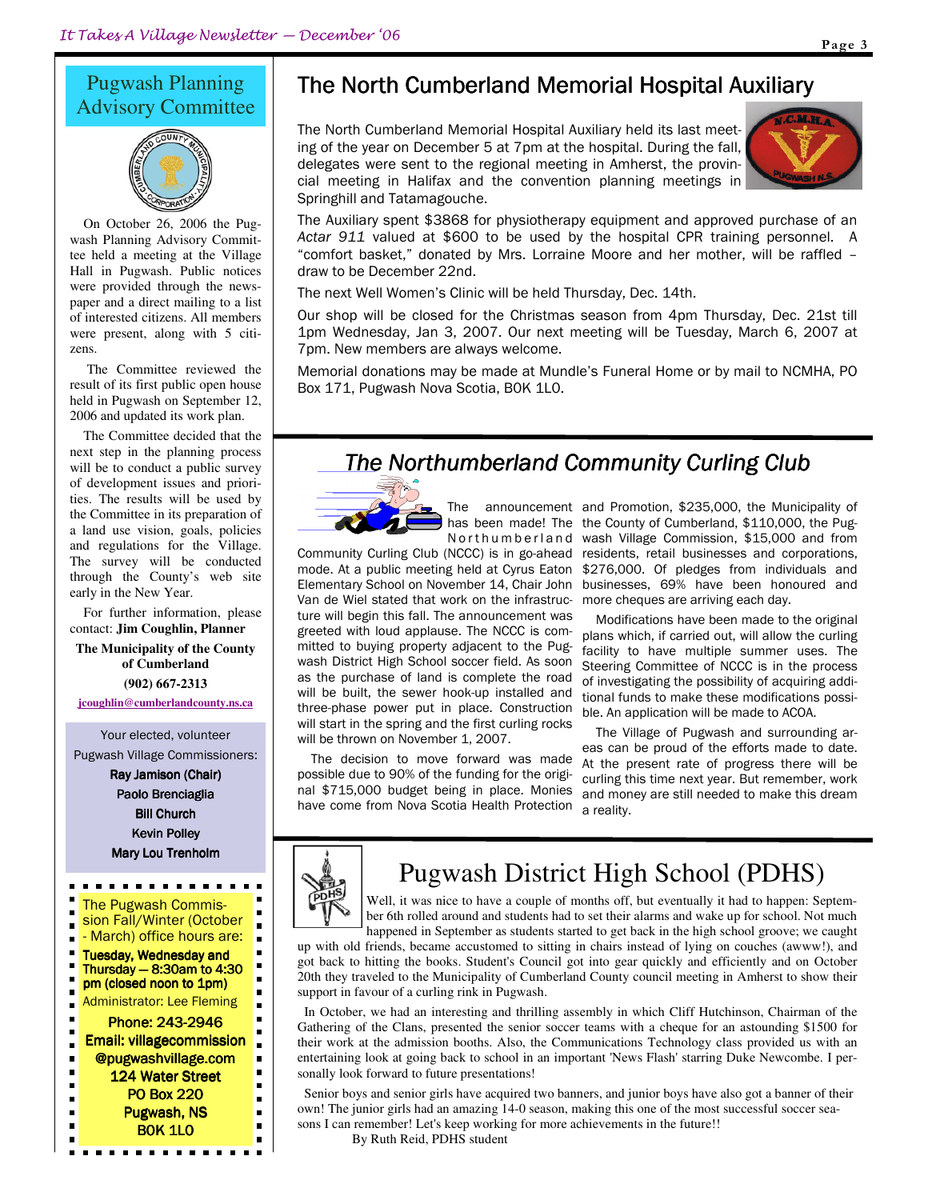## Pugwash Planning Advisory Committee

On October 26, 2006 the Pugwash Planning Advisory Committee held a meeting at the Village Hall in Pugwash. Public notices were provided through the newspaper and a direct mailing to a list of interested citizens. All members were present, along with 5 citizens.

The Committee reviewed the result of its first public open house held in Pugwash on September 12, 2006 and updated its work plan.

The Committee decided that the next step in the planning process will be to conduct a public survey of development issues and priorities. The results will be used by the Committee in its preparation of a land use vision, goals, policies and regulations for the Village. The survey will be conducted through the County's web site early in the New Year.

For further information, please contact: **Jim Coughlin, Planner**

**The Municipality of the County of Cumberland**

**(902) 667-2313**

**jcoughlin@cumberlandcounty.ns.ca**

Your elected, volunteer Pugwash Village Commissioners:

**Ray Jamison (Chair)**
**Paolo Brenciaglia**
**Bill Church**
**Kevin Polley**
**Mary Lou Trenholm**

The Pugwash Commission Fall/Winter (October - March) office hours are:

**Tuesday, Wednesday and Thursday — 8:30am to 4:30 pm (closed noon to 1pm)**

Administrator: Lee Fleming

**Phone: 243-2946**
**Email: villagecommission@pugwashvillage.com**
**124 Water Street**
**PO Box 220**
**Pugwash, NS**
**B0K 1L0**

## The North Cumberland Memorial Hospital Auxiliary

The North Cumberland Memorial Hospital Auxiliary held its last meeting of the year on December 5 at 7pm at the hospital. During the fall, delegates were sent to the regional meeting in Amherst, the provincial meeting in Halifax and the convention planning meetings in Springhill and Tatamagouche.

The Auxiliary spent $3868 for physiotherapy equipment and approved purchase of an *Actar 911* valued at $600 to be used by the hospital CPR training personnel. A "comfort basket," donated by Mrs. Lorraine Moore and her mother, will be raffled – draw to be December 22nd.

The next Well Women's Clinic will be held Thursday, Dec. 14th.

Our shop will be closed for the Christmas season from 4pm Thursday, Dec. 21st till 1pm Wednesday, Jan 3, 2007. Our next meeting will be Tuesday, March 6, 2007 at 7pm. New members are always welcome.

Memorial donations may be made at Mundle's Funeral Home or by mail to NCMHA, PO Box 171, Pugwash Nova Scotia, B0K 1L0.

## *The Northumberland Community Curling Club*

The announcement has been made! The Northumberland Community Curling Club (NCCC) is in go-ahead mode. At a public meeting held at Cyrus Eaton Elementary School on November 14, Chair John Van de Wiel stated that work on the infrastructure will begin this fall. The announcement was greeted with loud applause. The NCCC is committed to buying property adjacent to the Pugwash District High School soccer field. As soon as the purchase of land is complete the road will be built, the sewer hook-up installed and three-phase power put in place. Construction will start in the spring and the first curling rocks will be thrown on November 1, 2007.

The decision to move forward was made possible due to 90% of the funding for the original $715,000 budget being in place. Monies have come from Nova Scotia Health Protection and Promotion, $235,000, the Municipality of the County of Cumberland, $110,000, the Pugwash Village Commission, $15,000 and from residents, retail businesses and corporations, $276,000. Of pledges from individuals and businesses, 69% have been honoured and more cheques are arriving each day.

Modifications have been made to the original plans which, if carried out, will allow the curling facility to have multiple summer uses. The Steering Committee of NCCC is in the process of investigating the possibility of acquiring additional funds to make these modifications possible. An application will be made to ACOA.

The Village of Pugwash and surrounding areas can be proud of the efforts made to date. At the present rate of progress there will be curling this time next year. But remember, work and money are still needed to make this dream a reality.

## Pugwash District High School (PDHS)

Well, it was nice to have a couple of months off, but eventually it had to happen: September 6th rolled around and students had to set their alarms and wake up for school. Not much happened in September as students started to get back in the high school groove; we caught up with old friends, became accustomed to sitting in chairs instead of lying on couches (awww!), and got back to hitting the books. Student's Council got into gear quickly and efficiently and on October 20th they traveled to the Municipality of Cumberland County council meeting in Amherst to show their support in favour of a curling rink in Pugwash.

In October, we had an interesting and thrilling assembly in which Cliff Hutchinson, Chairman of the Gathering of the Clans, presented the senior soccer teams with a cheque for an astounding $1500 for their work at the admission booths. Also, the Communications Technology class provided us with an entertaining look at going back to school in an important 'News Flash' starring Duke Newcombe. I personally look forward to future presentations!

Senior boys and senior girls have acquired two banners, and junior boys have also got a banner of their own! The junior girls had an amazing 14-0 season, making this one of the most successful soccer seasons I can remember! Let's keep working for more achievements in the future!!

By Ruth Reid, PDHS student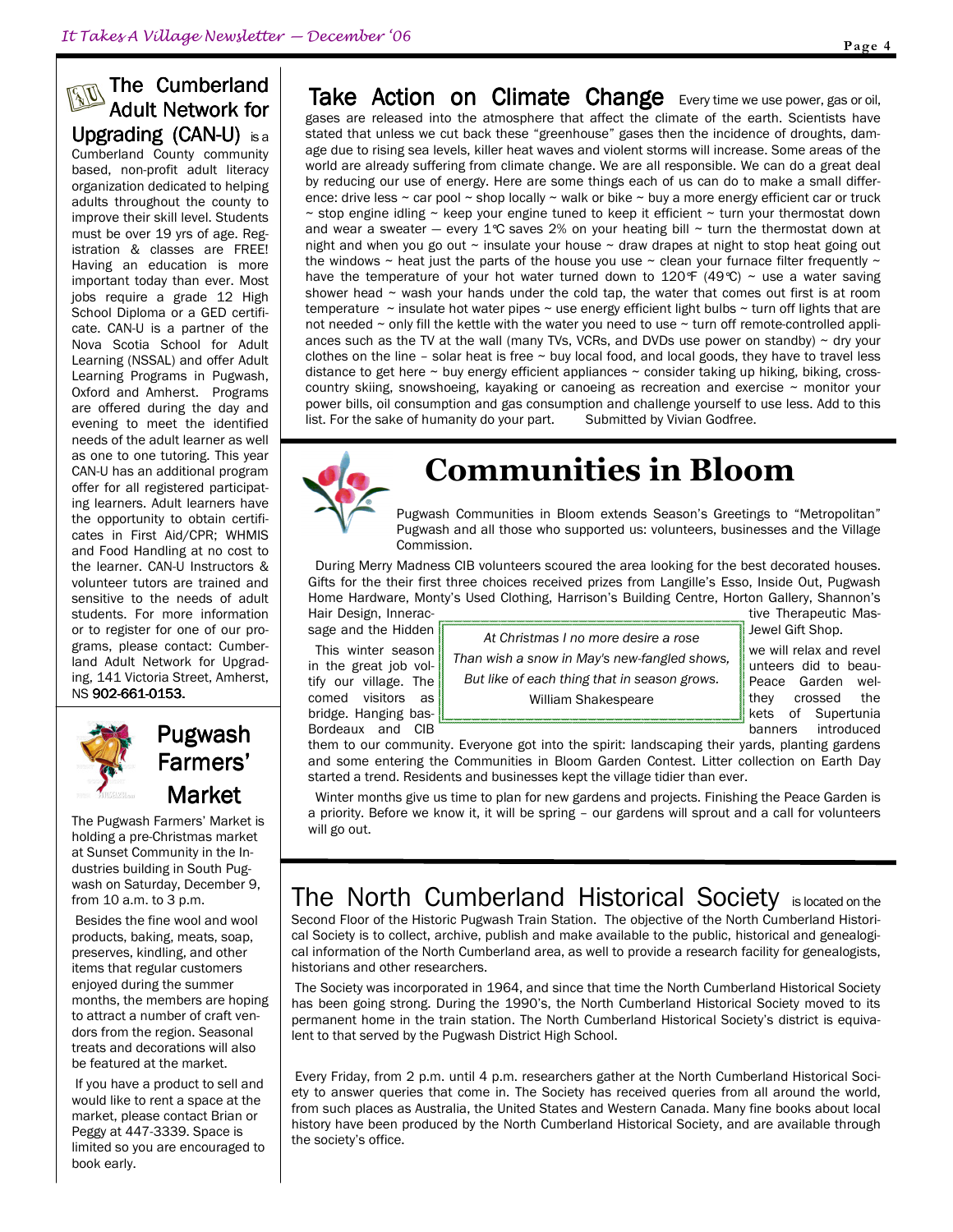## The Cumberland Adult Network for Upgrading (CAN-U)

is a Cumberland County community based, non-profit adult literacy organization dedicated to helping adults throughout the county to improve their skill level. Students must be over 19 yrs of age. Registration & classes are FREE! Having an education is more important today than ever. Most jobs require a grade 12 High School Diploma or a GED certificate. CAN-U is a partner of the Nova Scotia School for Adult Learning (NSSAL) and offer Adult Learning Programs in Pugwash, Oxford and Amherst. Programs are offered during the day and evening to meet the identified needs of the adult learner as well as one to one tutoring. This year CAN-U has an additional program offer for all registered participating learners. Adult learners have the opportunity to obtain certificates in First Aid/CPR; WHMIS and Food Handling at no cost to the learner. CAN-U Instructors & volunteer tutors are trained and sensitive to the needs of adult students. For more information or to register for one of our programs, please contact: Cumberland Adult Network for Upgrading, 141 Victoria Street, Amherst, NS **902-661-0153.**

## Pugwash Farmers' Market

The Pugwash Farmers' Market is holding a pre-Christmas market at Sunset Community in the Industries building in South Pugwash on Saturday, December 9, from 10 a.m. to 3 p.m.

Besides the fine wool and wool products, baking, meats, soap, preserves, kindling, and other items that regular customers enjoyed during the summer months, the members are hoping to attract a number of craft vendors from the region. Seasonal treats and decorations will also be featured at the market.

If you have a product to sell and would like to rent a space at the market, please contact Brian or Peggy at 447-3339. Space is limited so you are encouraged to book early.

## Take Action on Climate Change

Every time we use power, gas or oil, gases are released into the atmosphere that affect the climate of the earth. Scientists have stated that unless we cut back these "greenhouse" gases then the incidence of droughts, damage due to rising sea levels, killer heat waves and violent storms will increase. Some areas of the world are already suffering from climate change. We are all responsible. We can do a great deal by reducing our use of energy. Here are some things each of us can do to make a small difference: drive less ~ car pool ~ shop locally ~ walk or bike ~ buy a more energy efficient car or truck ~ stop engine idling ~ keep your engine tuned to keep it efficient ~ turn your thermostat down and wear a sweater — every 1°C saves 2% on your heating bill ~ turn the thermostat down at night and when you go out ~ insulate your house ~ draw drapes at night to stop heat going out the windows ~ heat just the parts of the house you use ~ clean your furnace filter frequently ~ have the temperature of your hot water turned down to 120°F (49°C) ~ use a water saving shower head ~ wash your hands under the cold tap, the water that comes out first is at room temperature ~ insulate hot water pipes ~ use energy efficient light bulbs ~ turn off lights that are not needed ~ only fill the kettle with the water you need to use ~ turn off remote-controlled appliances such as the TV at the wall (many TVs, VCRs, and DVDs use power on standby) ~ dry your clothes on the line – solar heat is free ~ buy local food, and local goods, they have to travel less distance to get here ~ buy energy efficient appliances ~ consider taking up hiking, biking, cross-country skiing, snowshoeing, kayaking or canoeing as recreation and exercise ~ monitor your power bills, oil consumption and gas consumption and challenge yourself to use less. Add to this list. For the sake of humanity do your part. Submitted by Vivian Godfree.

# Communities in Bloom

Pugwash Communities in Bloom extends Season's Greetings to "Metropolitan" Pugwash and all those who supported us: volunteers, businesses and the Village Commission.

During Merry Madness CIB volunteers scoured the area looking for the best decorated houses. Gifts for the their first three choices received prizes from Langille's Esso, Inside Out, Pugwash Home Hardware, Monty's Used Clothing, Harrison's Building Centre, Horton Gallery, Shannon's Hair Design, Interactive Therapeutic Massage and the Hidden Jewel Gift Shop.

> *At Christmas I no more desire a rose*
> *Than wish a snow in May's new-fangled shows,*
> *But like of each thing that in season grows.*
> William Shakespeare

This winter season we will relax and revel in the great job volunteers did to beautify our village. The Peace Garden welcomed visitors as they crossed the bridge. Hanging baskets of Supertunia Bordeaux and CIB banners introduced them to our community. Everyone got into the spirit: landscaping their yards, planting gardens and some entering the Communities in Bloom Garden Contest. Litter collection on Earth Day started a trend. Residents and businesses kept the village tidier than ever.

Winter months give us time to plan for new gardens and projects. Finishing the Peace Garden is a priority. Before we know it, it will be spring – our gardens will sprout and a call for volunteers will go out.

## The North Cumberland Historical Society

is located on the Second Floor of the Historic Pugwash Train Station. The objective of the North Cumberland Historical Society is to collect, archive, publish and make available to the public, historical and genealogical information of the North Cumberland area, as well to provide a research facility for genealogists, historians and other researchers.

The Society was incorporated in 1964, and since that time the North Cumberland Historical Society has been going strong. During the 1990's, the North Cumberland Historical Society moved to its permanent home in the train station. The North Cumberland Historical Society's district is equivalent to that served by the Pugwash District High School.

Every Friday, from 2 p.m. until 4 p.m. researchers gather at the North Cumberland Historical Society to answer queries that come in. The Society has received queries from all around the world, from such places as Australia, the United States and Western Canada. Many fine books about local history have been produced by the North Cumberland Historical Society, and are available through the society's office.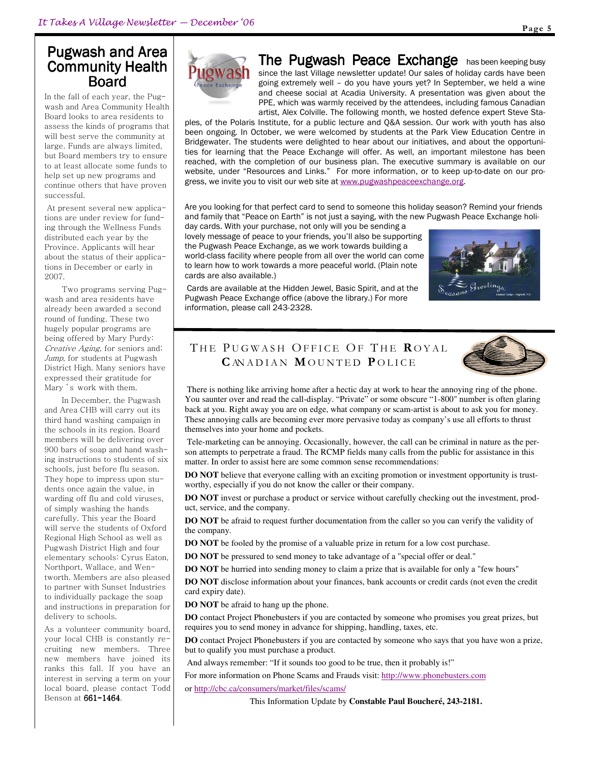## Pugwash and Area Community Health Board

In the fall of each year, the Pugwash and Area Community Health Board looks to area residents to assess the kinds of programs that will best serve the community at large. Funds are always limited, but Board members try to ensure to at least allocate some funds to help set up new programs and continue others that have proven successful.

At present several new applications are under review for funding through the Wellness Funds distributed each year by the Province. Applicants will hear about the status of their applications in December or early in 2007.

Two programs serving Pugwash and area residents have already been awarded a second round of funding. These two hugely popular programs are being offered by Mary Purdy: *Creative Aging*, for seniors and; *Jump*, for students at Pugwash District High. Many seniors have expressed their gratitude for Mary's work with them.

In December, the Pugwash and Area CHB will carry out its third hand washing campaign in the schools in its region. Board members will be delivering over 900 bars of soap and hand washing instructions to students of six schools, just before flu season. They hope to impress upon students once again the value, in warding off flu and cold viruses, of simply washing the hands carefully. This year the Board will serve the students of Oxford Regional High School as well as Pugwash District High and four elementary schools: Cyrus Eaton, Northport, Wallace, and Wentworth. Members are also pleased to partner with Sunset Industries to individually package the soap and instructions in preparation for delivery to schools.

As a volunteer community board, your local CHB is constantly recruiting new members. Three new members have joined its ranks this fall. If you have an interest in serving a term on your local board, please contact Todd Benson at **661-1464**.

## The Pugwash Peace Exchange

**The Pugwash Peace Exchange** has been keeping busy since the last Village newsletter update! Our sales of holiday cards have been going extremely well – do you have yours yet? In September, we held a wine and cheese social at Acadia University. A presentation was given about the PPE, which was warmly received by the attendees, including famous Canadian artist, Alex Colville. The following month, we hosted defence expert Steve Staples, of the Polaris Institute, for a public lecture and Q&A session. Our work with youth has also been ongoing. In October, we were welcomed by students at the Park View Education Centre in Bridgewater. The students were delighted to hear about our initiatives, and about the opportunities for learning that the Peace Exchange will offer. As well, an important milestone has been reached, with the completion of our business plan. The executive summary is available on our website, under "Resources and Links." For more information, or to keep up-to-date on our progress, we invite you to visit our web site at www.pugwashpeaceexchange.org.

Are you looking for that perfect card to send to someone this holiday season? Remind your friends and family that "Peace on Earth" is not just a saying, with the new Pugwash Peace Exchange holiday cards. With your purchase, not only will you be sending a lovely message of peace to your friends, you'll also be supporting the Pugwash Peace Exchange, as we work towards building a world-class facility where people from all over the world can come to learn how to work towards a more peaceful world. (Plain note cards are also available.)

Cards are available at the Hidden Jewel, Basic Spirit, and at the Pugwash Peace Exchange office (above the library.) For more information, please call 243-2328.

## The Pugwash Office Of The Royal Canadian Mounted Police

There is nothing like arriving home after a hectic day at work to hear the annoying ring of the phone. You saunter over and read the call-display. "Private" or some obscure "1-800" number is often glaring back at you. Right away you are on edge, what company or scam-artist is about to ask you for money. These annoying calls are becoming ever more pervasive today as company's use all efforts to thrust themselves into your home and pockets.

Tele-marketing can be annoying. Occasionally, however, the call can be criminal in nature as the person attempts to perpetrate a fraud. The RCMP fields many calls from the public for assistance in this matter. In order to assist here are some common sense recommendations:

**DO NOT** believe that everyone calling with an exciting promotion or investment opportunity is trustworthy, especially if you do not know the caller or their company.

**DO NOT** invest or purchase a product or service without carefully checking out the investment, product, service, and the company.

**DO NOT** be afraid to request further documentation from the caller so you can verify the validity of the company.

**DO NOT** be fooled by the promise of a valuable prize in return for a low cost purchase.

**DO NOT** be pressured to send money to take advantage of a "special offer or deal."

**DO NOT** be hurried into sending money to claim a prize that is available for only a "few hours"

**DO NOT** disclose information about your finances, bank accounts or credit cards (not even the credit card expiry date).

**DO NOT** be afraid to hang up the phone.

**DO** contact Project Phonebusters if you are contacted by someone who promises you great prizes, but requires you to send money in advance for shipping, handling, taxes, etc.

**DO** contact Project Phonebusters if you are contacted by someone who says that you have won a prize, but to qualify you must purchase a product.

And always remember: "If it sounds too good to be true, then it probably is!"

For more information on Phone Scams and Frauds visit: http://www.phonebusters.com

or http://cbc.ca/consumers/market/files/scams/

This Information Update by **Constable Paul Boucheré, 243-2181.**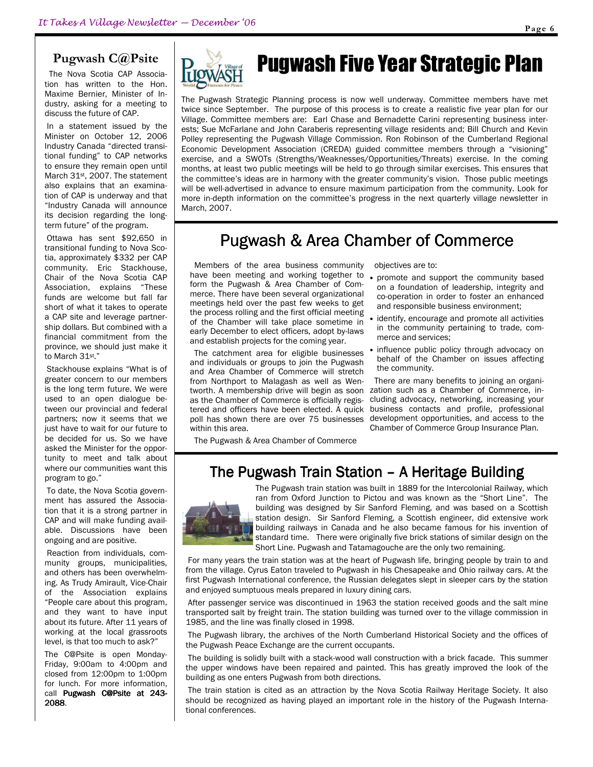## Pugwash C@Psite

The Nova Scotia CAP Association has written to the Hon. Maxime Bernier, Minister of Industry, asking for a meeting to discuss the future of CAP.

In a statement issued by the Minister on October 12, 2006 Industry Canada "directed transitional funding" to CAP networks to ensure they remain open until March 31st, 2007. The statement also explains that an examination of CAP is underway and that "Industry Canada will announce its decision regarding the long-term future" of the program.

Ottawa has sent $92,650 in transitional funding to Nova Scotia, approximately $332 per CAP community. Eric Stackhouse, Chair of the Nova Scotia CAP Association, explains "These funds are welcome but fall far short of what it takes to operate a CAP site and leverage partnership dollars. But combined with a financial commitment from the province, we should just make it to March 31st."

Stackhouse explains "What is of greater concern to our members is the long term future. We were used to an open dialogue between our provincial and federal partners; now it seems that we just have to wait for our future to be decided for us. So we have asked the Minister for the opportunity to meet and talk about where our communities want this program to go."

To date, the Nova Scotia government has assured the Association that it is a strong partner in CAP and will make funding available. Discussions have been ongoing and are positive.

Reaction from individuals, community groups, municipalities, and others has been overwhelming. As Trudy Amirault, Vice-Chair of the Association explains "People care about this program, and they want to have input about its future. After 11 years of working at the local grassroots level, is that too much to ask?"

The C@Psite is open Monday-Friday, 9:00am to 4:00pm and closed from 12:00pm to 1:00pm for lunch. For more information, call **Pugwash C@Psite at 243-2088**.

# Pugwash Five Year Strategic Plan

The Pugwash Strategic Planning process is now well underway. Committee members have met twice since September. The purpose of this process is to create a realistic five year plan for our Village. Committee members are: Earl Chase and Bernadette Carini representing business interests; Sue McFarlane and John Caraberis representing village residents and; Bill Church and Kevin Polley representing the Pugwash Village Commission. Ron Robinson of the Cumberland Regional Economic Development Association (CREDA) guided committee members through a "visioning" exercise, and a SWOTs (Strengths/Weaknesses/Opportunities/Threats) exercise. In the coming months, at least two public meetings will be held to go through similar exercises. This ensures that the committee's ideas are in harmony with the greater community's vision. Those public meetings will be well-advertised in advance to ensure maximum participation from the community. Look for more in-depth information on the committee's progress in the next quarterly village newsletter in March, 2007.

# Pugwash & Area Chamber of Commerce

Members of the area business community have been meeting and working together to form the Pugwash & Area Chamber of Commerce. There have been several organizational meetings held over the past few weeks to get the process rolling and the first official meeting of the Chamber will take place sometime in early December to elect officers, adopt by-laws and establish projects for the coming year.

The catchment area for eligible businesses and individuals or groups to join the Pugwash and Area Chamber of Commerce will stretch from Northport to Malagash as well as Wentworth. A membership drive will begin as soon as the Chamber of Commerce is officially registered and officers have been elected. A quick poll has shown there are over 75 businesses within this area.

The Pugwash & Area Chamber of Commerce objectives are to:

- promote and support the community based on a foundation of leadership, integrity and co-operation in order to foster an enhanced and responsible business environment;
- identify, encourage and promote all activities in the community pertaining to trade, commerce and services;
- influence public policy through advocacy on behalf of the Chamber on issues affecting the community.

There are many benefits to joining an organization such as a Chamber of Commerce, including advocacy, networking, increasing your business contacts and profile, professional development opportunities, and access to the Chamber of Commerce Group Insurance Plan.

# The Pugwash Train Station – A Heritage Building

The Pugwash train station was built in 1889 for the Intercolonial Railway, which ran from Oxford Junction to Pictou and was known as the "Short Line". The building was designed by Sir Sanford Fleming, and was based on a Scottish station design. Sir Sanford Fleming, a Scottish engineer, did extensive work building railways in Canada and he also became famous for his invention of standard time. There were originally five brick stations of similar design on the Short Line. Pugwash and Tatamagouche are the only two remaining.

For many years the train station was at the heart of Pugwash life, bringing people by train to and from the village. Cyrus Eaton traveled to Pugwash in his Chesapeake and Ohio railway cars. At the first Pugwash International conference, the Russian delegates slept in sleeper cars by the station and enjoyed sumptuous meals prepared in luxury dining cars.

After passenger service was discontinued in 1963 the station received goods and the salt mine transported salt by freight train. The station building was turned over to the village commission in 1985, and the line was finally closed in 1998.

The Pugwash library, the archives of the North Cumberland Historical Society and the offices of the Pugwash Peace Exchange are the current occupants.

The building is solidly built with a stack-wood wall construction with a brick facade. This summer the upper windows have been repaired and painted. This has greatly improved the look of the building as one enters Pugwash from both directions.

The train station is cited as an attraction by the Nova Scotia Railway Heritage Society. It also should be recognized as having played an important role in the history of the Pugwash International conferences.